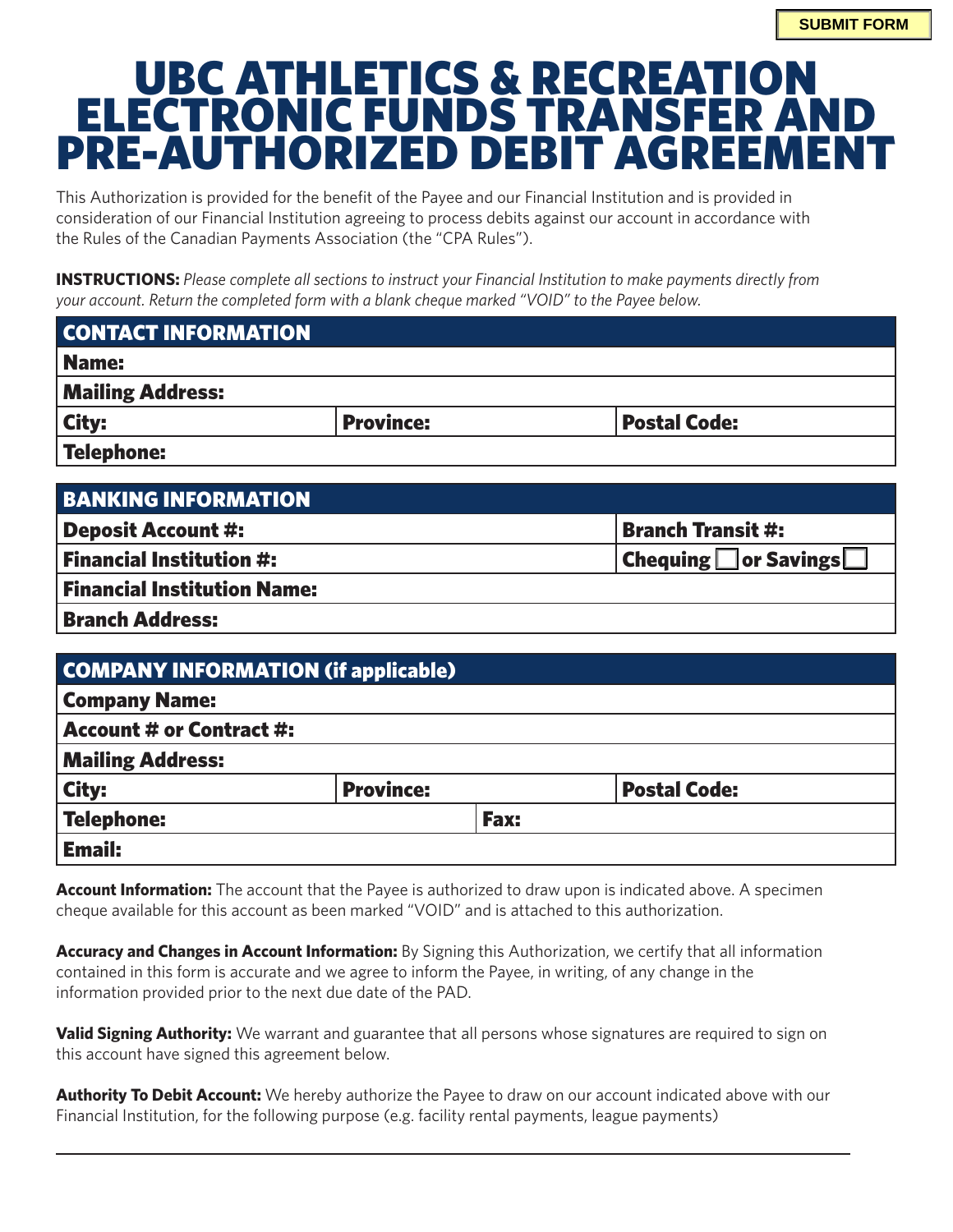SUBMIT FORM

# UBC ATHLETICS & RECREATION ELECTRONIC FUNDS TRANSFER AND PRE-AUTHORIZED DEBIT AGREEMENT

This Authorization is provided for the benefit of the Payee and our Financial Institution and is provided in consideration of our Financial Institution agreeing to process debits against our account in accordance with the Rules of the Canadian Payments Association (the "CPA Rules").

**INSTRUCTIONS:** *Please complete all sections to instruct your Financial Institution to make payments directly from your account. Return the completed form with a blank cheque marked "VOID" to the Payee below.*

| CONTACT INFORMATION | | |
|---|---|---|
| **Name:** | | |
| **Mailing Address:** | | |
| **City:** | **Province:** | **Postal Code:** |
| **Telephone:** | | |

| BANKING INFORMATION | |
|---|---|
| **Deposit Account #:** | **Branch Transit #:** |
| **Financial Institution #:** | **Chequing** ☐ **or Savings** ☐ |
| **Financial Institution Name:** | |
| **Branch Address:** | |

| COMPANY INFORMATION (if applicable) | | |
|---|---|---|
| **Company Name:** | | |
| **Account # or Contract #:** | | |
| **Mailing Address:** | | |
| **City:** | **Province:** | **Postal Code:** |
| **Telephone:** | **Fax:** | |
| **Email:** | | |

**Account Information:** The account that the Payee is authorized to draw upon is indicated above. A specimen cheque available for this account as been marked "VOID" and is attached to this authorization.

**Accuracy and Changes in Account Information:** By Signing this Authorization, we certify that all information contained in this form is accurate and we agree to inform the Payee, in writing, of any change in the information provided prior to the next due date of the PAD.

**Valid Signing Authority:** We warrant and guarantee that all persons whose signatures are required to sign on this account have signed this agreement below.

**Authority To Debit Account:** We hereby authorize the Payee to draw on our account indicated above with our Financial Institution, for the following purpose (e.g. facility rental payments, league payments)

_______________________________________________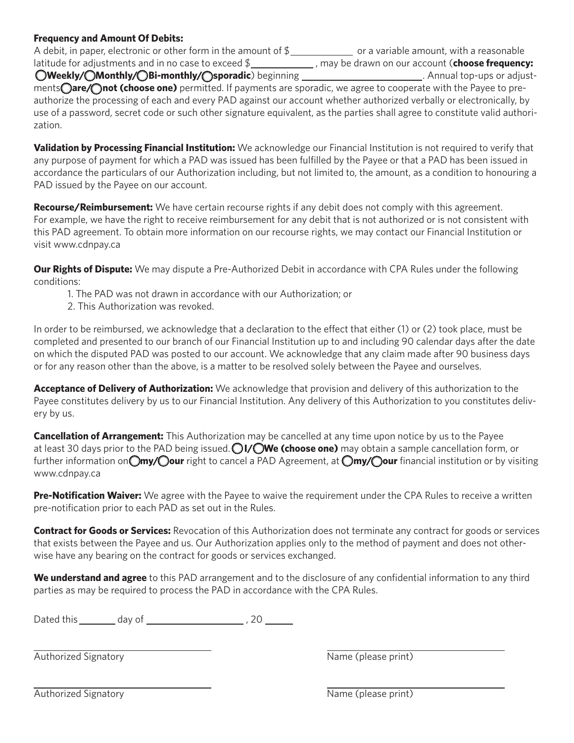**Frequency and Amount Of Debits:**
A debit, in paper, electronic or other form in the amount of $\_\_\_\_\_\_\_\_\_\_\_\_ or a variable amount, with a reasonable latitude for adjustments and in no case to exceed $\_\_\_\_\_\_\_\_\_\_\_\_ , may be drawn on our account (**choose frequency:** ◯**Weekly/**◯**Monthly/**◯**Bi-monthly/**◯**sporadic**) beginning \_\_\_\_\_\_\_\_\_\_\_\_\_\_\_\_\_\_\_\_\_\_\_\_. Annual top-ups or adjustments◯**are/**◯**not (choose one)** permitted. If payments are sporadic, we agree to cooperate with the Payee to pre-authorize the processing of each and every PAD against our account whether authorized verbally or electronically, by use of a password, secret code or such other signature equivalent, as the parties shall agree to constitute valid authorization.

**Validation by Processing Financial Institution:** We acknowledge our Financial Institution is not required to verify that any purpose of payment for which a PAD was issued has been fulfilled by the Payee or that a PAD has been issued in accordance the particulars of our Authorization including, but not limited to, the amount, as a condition to honouring a PAD issued by the Payee on our account.

**Recourse/Reimbursement:** We have certain recourse rights if any debit does not comply with this agreement. For example, we have the right to receive reimbursement for any debit that is not authorized or is not consistent with this PAD agreement. To obtain more information on our recourse rights, we may contact our Financial Institution or visit www.cdnpay.ca

**Our Rights of Dispute:** We may dispute a Pre-Authorized Debit in accordance with CPA Rules under the following conditions:

1. The PAD was not drawn in accordance with our Authorization; or
2. This Authorization was revoked.

In order to be reimbursed, we acknowledge that a declaration to the effect that either (1) or (2) took place, must be completed and presented to our branch of our Financial Institution up to and including 90 calendar days after the date on which the disputed PAD was posted to our account. We acknowledge that any claim made after 90 business days or for any reason other than the above, is a matter to be resolved solely between the Payee and ourselves.

**Acceptance of Delivery of Authorization:** We acknowledge that provision and delivery of this authorization to the Payee constitutes delivery by us to our Financial Institution. Any delivery of this Authorization to you constitutes delivery by us.

**Cancellation of Arrangement:** This Authorization may be cancelled at any time upon notice by us to the Payee at least 30 days prior to the PAD being issued. ◯**I/**◯**We (choose one)** may obtain a sample cancellation form, or further information on◯**my/**◯**our** right to cancel a PAD Agreement, at ◯**my/**◯**our** financial institution or by visiting www.cdnpay.ca

**Pre-Notification Waiver:** We agree with the Payee to waive the requirement under the CPA Rules to receive a written pre-notification prior to each PAD as set out in the Rules.

**Contract for Goods or Services:** Revocation of this Authorization does not terminate any contract for goods or services that exists between the Payee and us. Our Authorization applies only to the method of payment and does not otherwise have any bearing on the contract for goods or services exchanged.

**We understand and agree** to this PAD arrangement and to the disclosure of any confidential information to any third parties as may be required to process the PAD in accordance with the CPA Rules.

Dated this \_\_\_\_\_\_\_ day of \_\_\_\_\_\_\_\_\_\_\_\_\_\_\_\_\_\_\_ , 20 \_\_\_\_\_

\_\_\_\_\_\_\_\_\_\_\_\_\_\_\_\_\_\_\_\_\_\_\_\_\_\_\_\_\_\_ \_\_\_\_\_\_\_\_\_\_\_\_\_\_\_\_\_\_\_\_\_\_\_\_\_\_\_\_\_\_

Authorized Signatory Name (please print)

\_\_\_\_\_\_\_\_\_\_\_\_\_\_\_\_\_\_\_\_\_\_\_\_\_\_\_\_\_\_ \_\_\_\_\_\_\_\_\_\_\_\_\_\_\_\_\_\_\_\_\_\_\_\_\_\_\_\_\_\_

Authorized Signatory Name (please print)